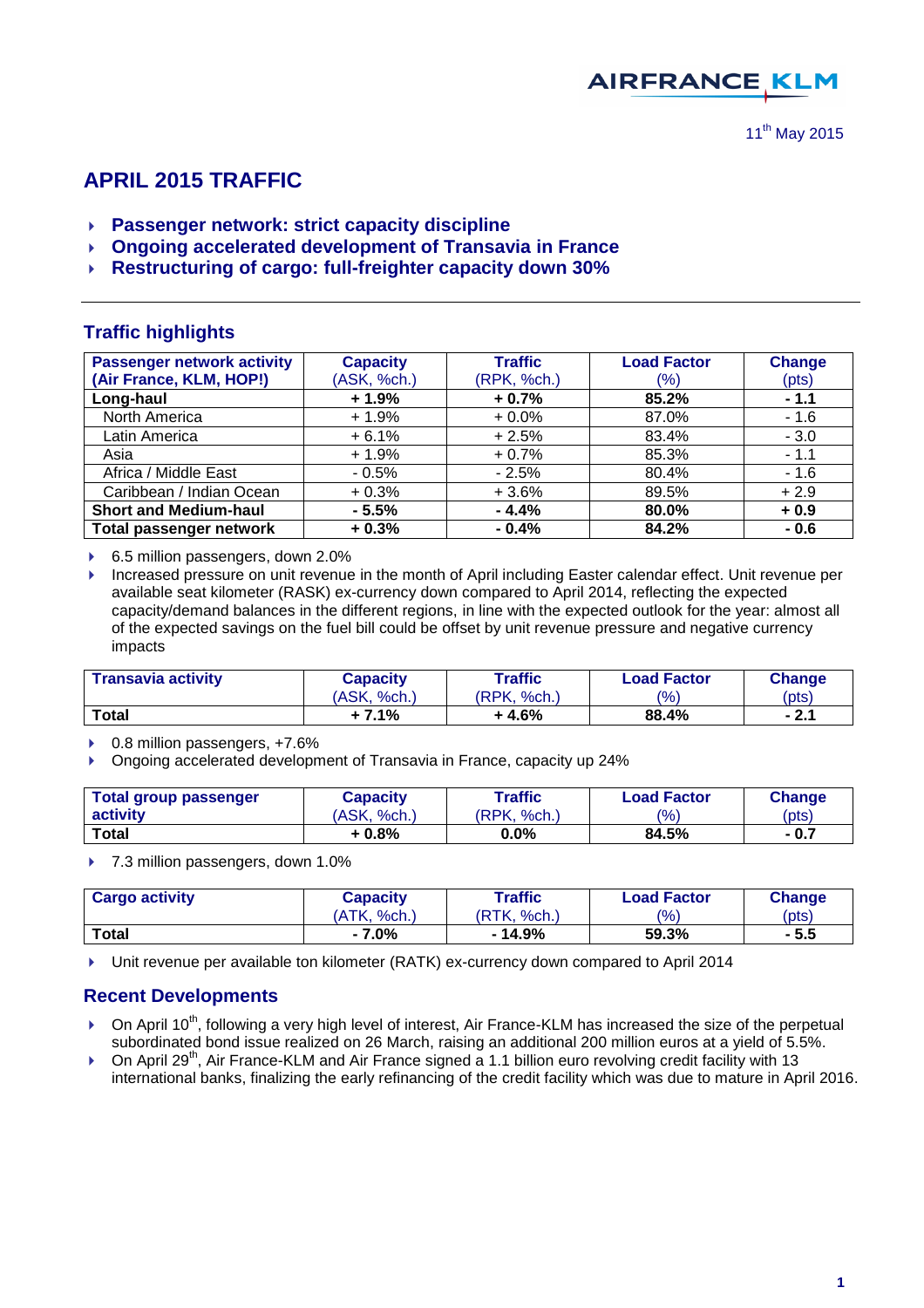AIRFRANCE KLM

11th May 2015

# APRIL 2015 TRAFFIC

- **Passenger network: strict capacity discipline**
- **Ongoing accelerated development of Transavia in France**
- **Restructuring of cargo: full-freighter capacity down 30%**

## Traffic highlights

| **Passenger network activity (Air France, KLM, HOP!)** | **Capacity** (ASK, %ch.) | **Traffic** (RPK, %ch.) | **Load Factor** (%) | **Change** (pts) |
|---|---|---|---|---|
| **Long-haul** | **+ 1.9%** | **+ 0.7%** | **85.2%** | **- 1.1** |
| North America | + 1.9% | + 0.0% | 87.0% | - 1.6 |
| Latin America | + 6.1% | + 2.5% | 83.4% | - 3.0 |
| Asia | + 1.9% | + 0.7% | 85.3% | - 1.1 |
| Africa / Middle East | - 0.5% | - 2.5% | 80.4% | - 1.6 |
| Caribbean / Indian Ocean | + 0.3% | + 3.6% | 89.5% | + 2.9 |
| **Short and Medium-haul** | **- 5.5%** | **- 4.4%** | **80.0%** | **+ 0.9** |
| **Total passenger network** | **+ 0.3%** | **- 0.4%** | **84.2%** | **- 0.6** |

- 6.5 million passengers, down 2.0%
- Increased pressure on unit revenue in the month of April including Easter calendar effect. Unit revenue per available seat kilometer (RASK) ex-currency down compared to April 2014, reflecting the expected capacity/demand balances in the different regions, in line with the expected outlook for the year: almost all of the expected savings on the fuel bill could be offset by unit revenue pressure and negative currency impacts

| **Transavia activity** | **Capacity** (ASK, %ch.) | **Traffic** (RPK, %ch.) | **Load Factor** (%) | **Change** (pts) |
|---|---|---|---|---|
| **Total** | **+ 7.1%** | **+ 4.6%** | **88.4%** | **- 2.1** |

- 0.8 million passengers, +7.6%
- Ongoing accelerated development of Transavia in France, capacity up 24%

| **Total group passenger activity** | **Capacity** (ASK, %ch.) | **Traffic** (RPK, %ch.) | **Load Factor** (%) | **Change** (pts) |
|---|---|---|---|---|
| **Total** | **+ 0.8%** | **0.0%** | **84.5%** | **- 0.7** |

- 7.3 million passengers, down 1.0%

| **Cargo activity** | **Capacity** (ATK, %ch.) | **Traffic** (RTK, %ch.) | **Load Factor** (%) | **Change** (pts) |
|---|---|---|---|---|
| **Total** | **- 7.0%** | **- 14.9%** | **59.3%** | **- 5.5** |

- Unit revenue per available ton kilometer (RATK) ex-currency down compared to April 2014

## Recent Developments

- On April 10th, following a very high level of interest, Air France-KLM has increased the size of the perpetual subordinated bond issue realized on 26 March, raising an additional 200 million euros at a yield of 5.5%.
- On April 29th, Air France-KLM and Air France signed a 1.1 billion euro revolving credit facility with 13 international banks, finalizing the early refinancing of the credit facility which was due to mature in April 2016.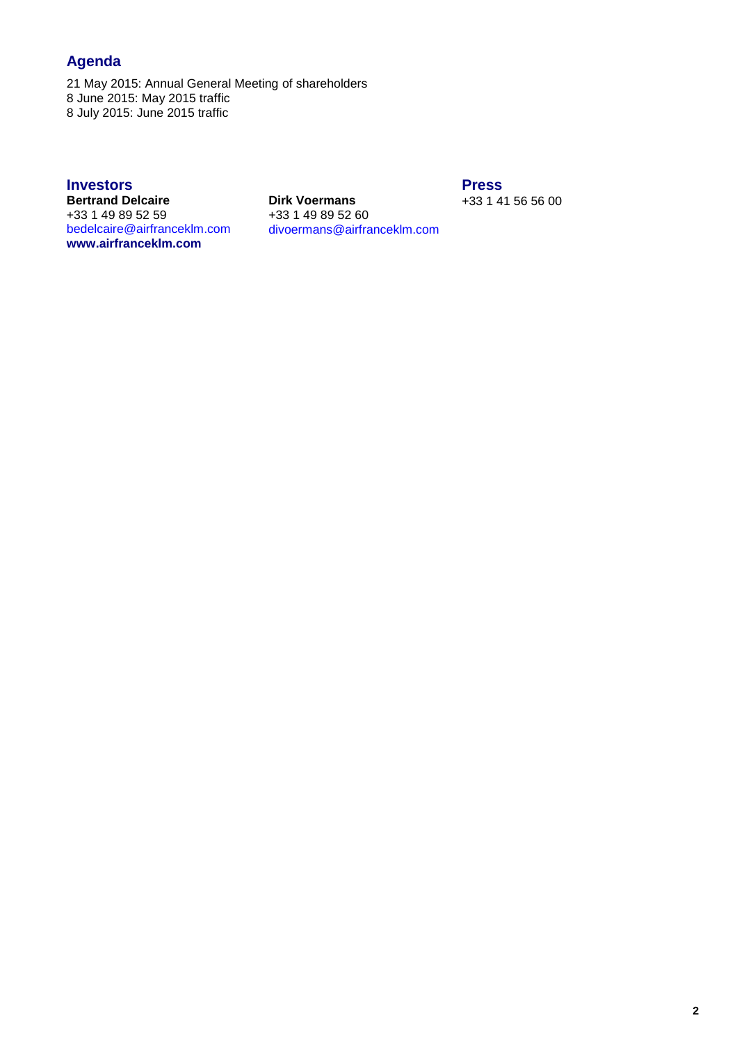## Agenda

21 May 2015: Annual General Meeting of shareholders
8 June 2015: May 2015 traffic
8 July 2015: June 2015 traffic

## Investors

**Bertrand Delcaire**
+33 1 49 89 52 59
bedelcaire@airfranceklm.com
**www.airfranceklm.com**

**Dirk Voermans**
+33 1 49 89 52 60
divoermans@airfranceklm.com

## Press

+33 1 41 56 56 00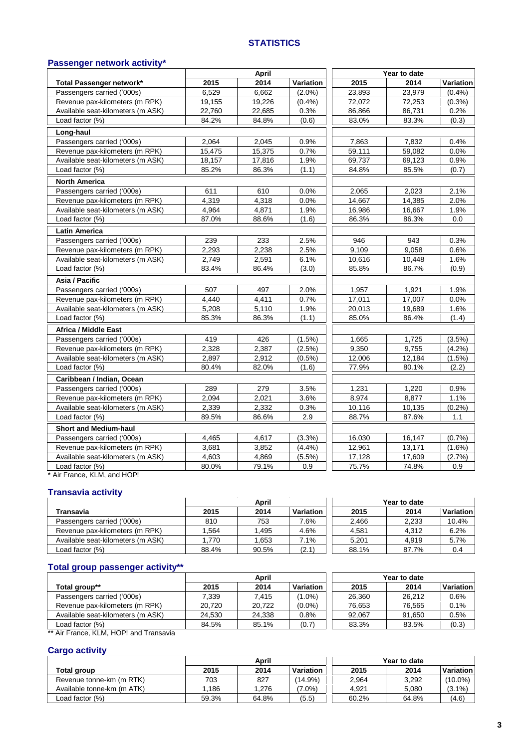# STATISTICS

## Passenger network activity*

| | April | | | Year to date | | |
|---|---|---|---|---|---|---|
| **Total Passenger network*** | **2015** | **2014** | **Variation** | **2015** | **2014** | **Variation** |
| Passengers carried ('000s) | 6,529 | 6,662 | (2.0%) | 23,893 | 23,979 | (0.4%) |
| Revenue pax-kilometers (m RPK) | 19,155 | 19,226 | (0.4%) | 72,072 | 72,253 | (0.3%) |
| Available seat-kilometers (m ASK) | 22,760 | 22,685 | 0.3% | 86,866 | 86,731 | 0.2% |
| Load factor (%) | 84.2% | 84.8% | (0.6) | 83.0% | 83.3% | (0.3) |
| **Long-haul** | | | | | | |
| Passengers carried ('000s) | 2,064 | 2,045 | 0.9% | 7,863 | 7,832 | 0.4% |
| Revenue pax-kilometers (m RPK) | 15,475 | 15,375 | 0.7% | 59,111 | 59,082 | 0.0% |
| Available seat-kilometers (m ASK) | 18,157 | 17,816 | 1.9% | 69,737 | 69,123 | 0.9% |
| Load factor (%) | 85.2% | 86.3% | (1.1) | 84.8% | 85.5% | (0.7) |
| **North America** | | | | | | |
| Passengers carried ('000s) | 611 | 610 | 0.0% | 2,065 | 2,023 | 2.1% |
| Revenue pax-kilometers (m RPK) | 4,319 | 4,318 | 0.0% | 14,667 | 14,385 | 2.0% |
| Available seat-kilometers (m ASK) | 4,964 | 4,871 | 1.9% | 16,986 | 16,667 | 1.9% |
| Load factor (%) | 87.0% | 88.6% | (1.6) | 86.3% | 86.3% | 0.0 |
| **Latin America** | | | | | | |
| Passengers carried ('000s) | 239 | 233 | 2.5% | 946 | 943 | 0.3% |
| Revenue pax-kilometers (m RPK) | 2,293 | 2,238 | 2.5% | 9,109 | 9,058 | 0.6% |
| Available seat-kilometers (m ASK) | 2,749 | 2,591 | 6.1% | 10,616 | 10,448 | 1.6% |
| Load factor (%) | 83.4% | 86.4% | (3.0) | 85.8% | 86.7% | (0.9) |
| **Asia / Pacific** | | | | | | |
| Passengers carried ('000s) | 507 | 497 | 2.0% | 1,957 | 1,921 | 1.9% |
| Revenue pax-kilometers (m RPK) | 4,440 | 4,411 | 0.7% | 17,011 | 17,007 | 0.0% |
| Available seat-kilometers (m ASK) | 5,208 | 5,110 | 1.9% | 20,013 | 19,689 | 1.6% |
| Load factor (%) | 85.3% | 86.3% | (1.1) | 85.0% | 86.4% | (1.4) |
| **Africa / Middle East** | | | | | | |
| Passengers carried ('000s) | 419 | 426 | (1.5%) | 1,665 | 1,725 | (3.5%) |
| Revenue pax-kilometers (m RPK) | 2,328 | 2,387 | (2.5%) | 9,350 | 9,755 | (4.2%) |
| Available seat-kilometers (m ASK) | 2,897 | 2,912 | (0.5%) | 12,006 | 12,184 | (1.5%) |
| Load factor (%) | 80.4% | 82.0% | (1.6) | 77.9% | 80.1% | (2.2) |
| **Caribbean / Indian, Ocean** | | | | | | |
| Passengers carried ('000s) | 289 | 279 | 3.5% | 1,231 | 1,220 | 0.9% |
| Revenue pax-kilometers (m RPK) | 2,094 | 2,021 | 3.6% | 8,974 | 8,877 | 1.1% |
| Available seat-kilometers (m ASK) | 2,339 | 2,332 | 0.3% | 10,116 | 10,135 | (0.2%) |
| Load factor (%) | 89.5% | 86.6% | 2.9 | 88.7% | 87.6% | 1.1 |
| **Short and Medium-haul** | | | | | | |
| Passengers carried ('000s) | 4,465 | 4,617 | (3.3%) | 16,030 | 16,147 | (0.7%) |
| Revenue pax-kilometers (m RPK) | 3,681 | 3,852 | (4.4%) | 12,961 | 13,171 | (1.6%) |
| Available seat-kilometers (m ASK) | 4,603 | 4,869 | (5.5%) | 17,128 | 17,609 | (2.7%) |
| Load factor (%) | 80.0% | 79.1% | 0.9 | 75.7% | 74.8% | 0.9 |

* Air France, KLM, and HOP!

## Transavia activity

| | April | | | Year to date | | |
|---|---|---|---|---|---|---|
| **Transavia** | **2015** | **2014** | **Variation** | **2015** | **2014** | **Variation** |
| Passengers carried ('000s) | 810 | 753 | 7.6% | 2,466 | 2,233 | 10.4% |
| Revenue pax-kilometers (m RPK) | 1,564 | 1,495 | 4.6% | 4,581 | 4,312 | 6.2% |
| Available seat-kilometers (m ASK) | 1,770 | 1,653 | 7.1% | 5,201 | 4,919 | 5.7% |
| Load factor (%) | 88.4% | 90.5% | (2.1) | 88.1% | 87.7% | 0.4 |

## Total group passenger activity**

| | April | | | Year to date | | |
|---|---|---|---|---|---|---|
| **Total group**** | **2015** | **2014** | **Variation** | **2015** | **2014** | **Variation** |
| Passengers carried ('000s) | 7,339 | 7,415 | (1.0%) | 26,360 | 26,212 | 0.6% |
| Revenue pax-kilometers (m RPK) | 20,720 | 20,722 | (0.0%) | 76,653 | 76,565 | 0.1% |
| Available seat-kilometers (m ASK) | 24,530 | 24,338 | 0.8% | 92,067 | 91,650 | 0.5% |
| Load factor (%) | 84.5% | 85.1% | (0.7) | 83.3% | 83.5% | (0.3) |

** Air France, KLM, HOP! and Transavia

## Cargo activity

| | April | | | Year to date | | |
|---|---|---|---|---|---|---|
| **Total group** | **2015** | **2014** | **Variation** | **2015** | **2014** | **Variation** |
| Revenue tonne-km (m RTK) | 703 | 827 | (14.9%) | 2,964 | 3,292 | (10.0%) |
| Available tonne-km (m ATK) | 1,186 | 1,276 | (7.0%) | 4,921 | 5,080 | (3.1%) |
| Load factor (%) | 59.3% | 64.8% | (5.5) | 60.2% | 64.8% | (4.6) |